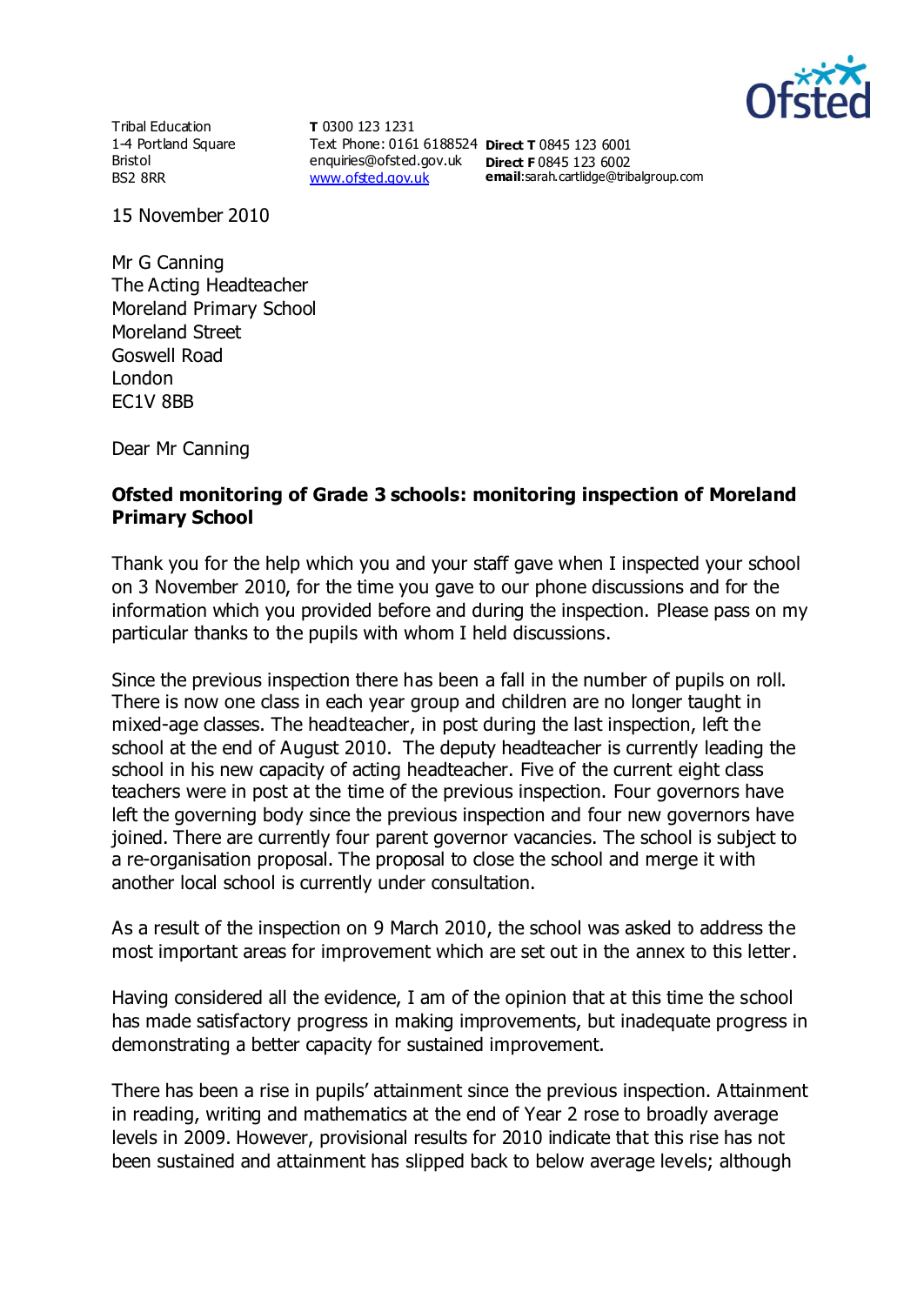Tribal Education
1-4 Portland Square
Bristol
BS2 8RR

**T** 0300 123 1231
Text Phone: 0161 6188524
enquiries@ofsted.gov.uk
www.ofsted.gov.uk

**Direct T** 0845 123 6001
**Direct F** 0845 123 6002
**email**:sarah.cartlidge@tribalgroup.com

15 November 2010

Mr G Canning
The Acting Headteacher
Moreland Primary School
Moreland Street
Goswell Road
London
EC1V 8BB

Dear Mr Canning

**Ofsted monitoring of Grade 3 schools: monitoring inspection of Moreland Primary School**

Thank you for the help which you and your staff gave when I inspected your school on 3 November 2010, for the time you gave to our phone discussions and for the information which you provided before and during the inspection. Please pass on my particular thanks to the pupils with whom I held discussions.

Since the previous inspection there has been a fall in the number of pupils on roll. There is now one class in each year group and children are no longer taught in mixed-age classes. The headteacher, in post during the last inspection, left the school at the end of August 2010. The deputy headteacher is currently leading the school in his new capacity of acting headteacher. Five of the current eight class teachers were in post at the time of the previous inspection. Four governors have left the governing body since the previous inspection and four new governors have joined. There are currently four parent governor vacancies. The school is subject to a re-organisation proposal. The proposal to close the school and merge it with another local school is currently under consultation.

As a result of the inspection on 9 March 2010, the school was asked to address the most important areas for improvement which are set out in the annex to this letter.

Having considered all the evidence, I am of the opinion that at this time the school has made satisfactory progress in making improvements, but inadequate progress in demonstrating a better capacity for sustained improvement.

There has been a rise in pupils' attainment since the previous inspection. Attainment in reading, writing and mathematics at the end of Year 2 rose to broadly average levels in 2009. However, provisional results for 2010 indicate that this rise has not been sustained and attainment has slipped back to below average levels; although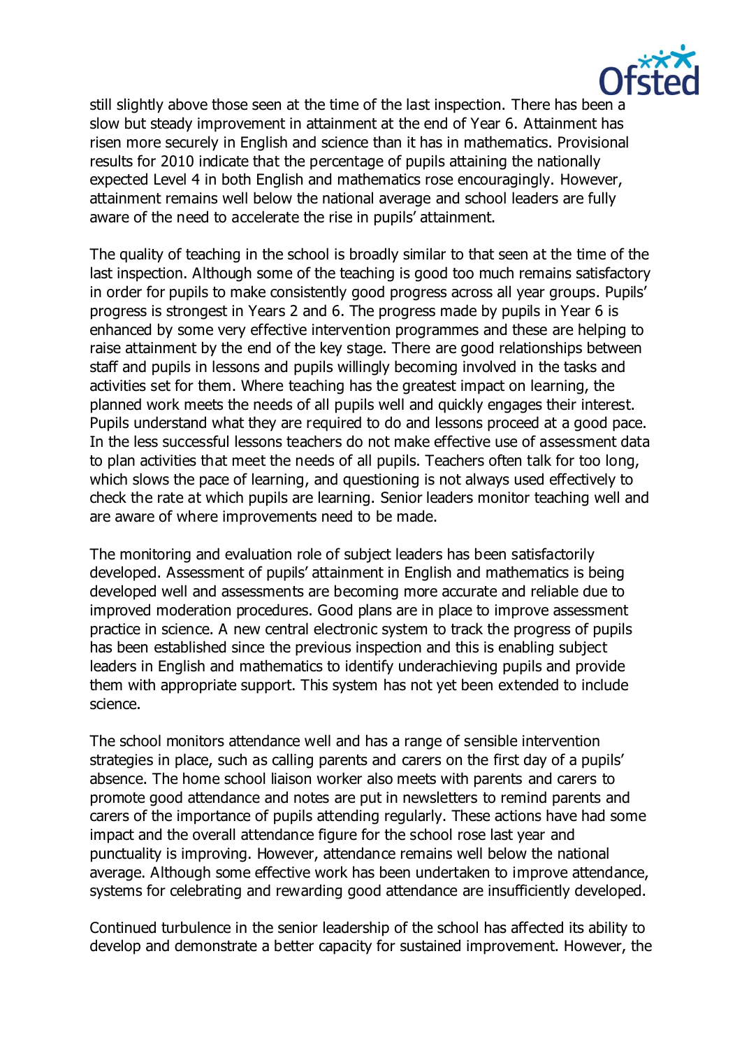still slightly above those seen at the time of the last inspection. There has been a slow but steady improvement in attainment at the end of Year 6. Attainment has risen more securely in English and science than it has in mathematics. Provisional results for 2010 indicate that the percentage of pupils attaining the nationally expected Level 4 in both English and mathematics rose encouragingly. However, attainment remains well below the national average and school leaders are fully aware of the need to accelerate the rise in pupils' attainment.

The quality of teaching in the school is broadly similar to that seen at the time of the last inspection. Although some of the teaching is good too much remains satisfactory in order for pupils to make consistently good progress across all year groups. Pupils' progress is strongest in Years 2 and 6. The progress made by pupils in Year 6 is enhanced by some very effective intervention programmes and these are helping to raise attainment by the end of the key stage. There are good relationships between staff and pupils in lessons and pupils willingly becoming involved in the tasks and activities set for them. Where teaching has the greatest impact on learning, the planned work meets the needs of all pupils well and quickly engages their interest. Pupils understand what they are required to do and lessons proceed at a good pace. In the less successful lessons teachers do not make effective use of assessment data to plan activities that meet the needs of all pupils. Teachers often talk for too long, which slows the pace of learning, and questioning is not always used effectively to check the rate at which pupils are learning. Senior leaders monitor teaching well and are aware of where improvements need to be made.

The monitoring and evaluation role of subject leaders has been satisfactorily developed. Assessment of pupils' attainment in English and mathematics is being developed well and assessments are becoming more accurate and reliable due to improved moderation procedures. Good plans are in place to improve assessment practice in science. A new central electronic system to track the progress of pupils has been established since the previous inspection and this is enabling subject leaders in English and mathematics to identify underachieving pupils and provide them with appropriate support. This system has not yet been extended to include science.

The school monitors attendance well and has a range of sensible intervention strategies in place, such as calling parents and carers on the first day of a pupils' absence. The home school liaison worker also meets with parents and carers to promote good attendance and notes are put in newsletters to remind parents and carers of the importance of pupils attending regularly. These actions have had some impact and the overall attendance figure for the school rose last year and punctuality is improving. However, attendance remains well below the national average. Although some effective work has been undertaken to improve attendance, systems for celebrating and rewarding good attendance are insufficiently developed.

Continued turbulence in the senior leadership of the school has affected its ability to develop and demonstrate a better capacity for sustained improvement. However, the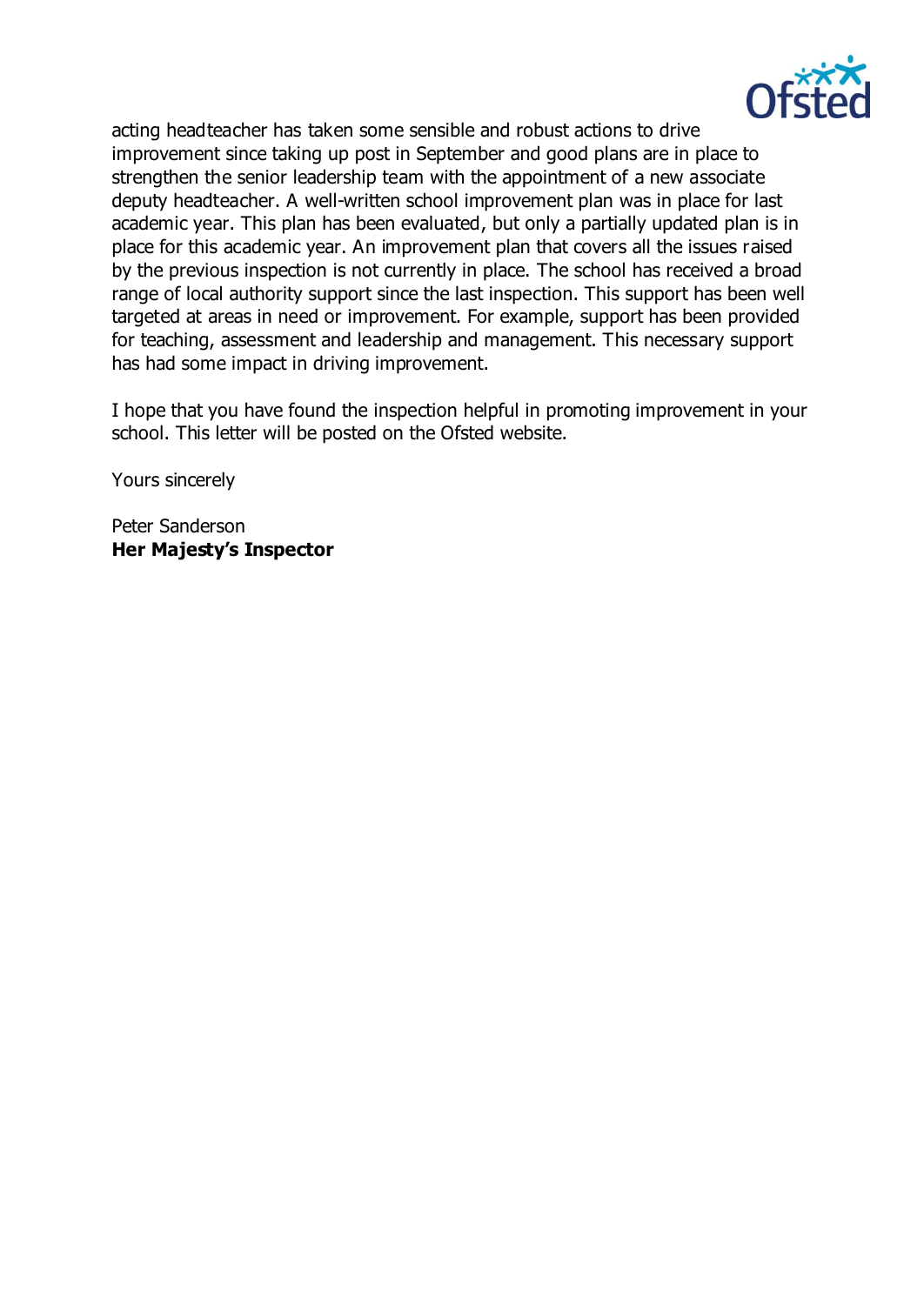acting headteacher has taken some sensible and robust actions to drive improvement since taking up post in September and good plans are in place to strengthen the senior leadership team with the appointment of a new associate deputy headteacher. A well-written school improvement plan was in place for last academic year. This plan has been evaluated, but only a partially updated plan is in place for this academic year. An improvement plan that covers all the issues raised by the previous inspection is not currently in place. The school has received a broad range of local authority support since the last inspection. This support has been well targeted at areas in need or improvement. For example, support has been provided for teaching, assessment and leadership and management. This necessary support has had some impact in driving improvement.

I hope that you have found the inspection helpful in promoting improvement in your school. This letter will be posted on the Ofsted website.

Yours sincerely

Peter Sanderson
**Her Majesty's Inspector**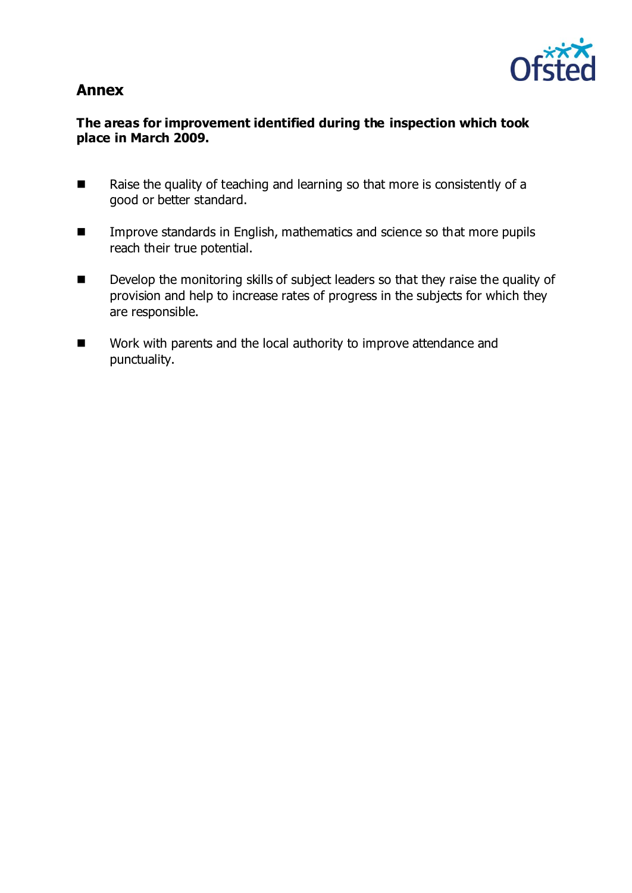## Annex

**The areas for improvement identified during the inspection which took place in March 2009.**

- Raise the quality of teaching and learning so that more is consistently of a good or better standard.
- Improve standards in English, mathematics and science so that more pupils reach their true potential.
- Develop the monitoring skills of subject leaders so that they raise the quality of provision and help to increase rates of progress in the subjects for which they are responsible.
- Work with parents and the local authority to improve attendance and punctuality.